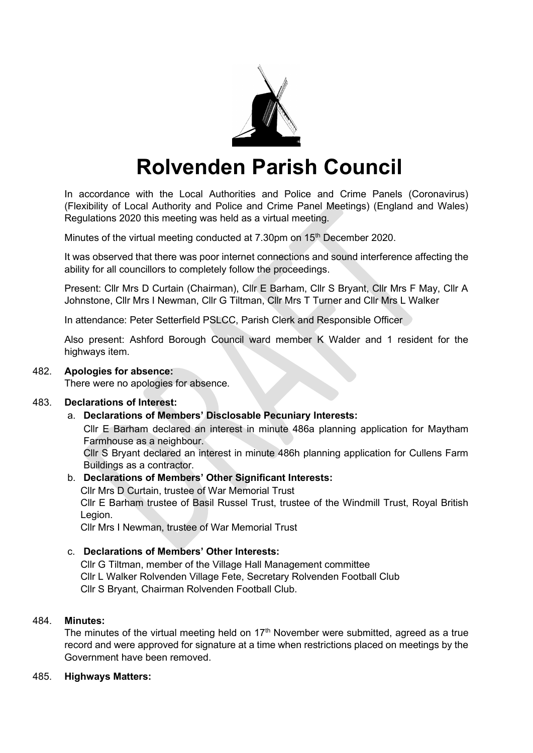# Rolvenden Parish Council

In accordance with the Local Authorities and Police and Crime Panels (Coronavirus) (Flexibility of Local Authority and Police and Crime Panel Meetings) (England and Wales) Regulations 2020 this meeting was held as a virtual meeting.

Minutes of the virtual meeting conducted at 7.30pm on 15th December 2020.

It was observed that there was poor internet connections and sound interference affecting the ability for all councillors to completely follow the proceedings.

Present: Cllr Mrs D Curtain (Chairman), Cllr E Barham, Cllr S Bryant, Cllr Mrs F May, Cllr A Johnstone, Cllr Mrs I Newman, Cllr G Tiltman, Cllr Mrs T Turner and Cllr Mrs L Walker

In attendance: Peter Setterfield PSLCC, Parish Clerk and Responsible Officer

Also present: Ashford Borough Council ward member K Walder and 1 resident for the highways item.

482. **Apologies for absence:**
There were no apologies for absence.

483. **Declarations of Interest:**

a. **Declarations of Members' Disclosable Pecuniary Interests:**
Cllr E Barham declared an interest in minute 486a planning application for Maytham Farmhouse as a neighbour.
Cllr S Bryant declared an interest in minute 486h planning application for Cullens Farm Buildings as a contractor.

b. **Declarations of Members' Other Significant Interests:**
Cllr Mrs D Curtain, trustee of War Memorial Trust
Cllr E Barham trustee of Basil Russel Trust, trustee of the Windmill Trust, Royal British Legion.
Cllr Mrs I Newman, trustee of War Memorial Trust

c. **Declarations of Members' Other Interests:**
Cllr G Tiltman, member of the Village Hall Management committee
Cllr L Walker Rolvenden Village Fete, Secretary Rolvenden Football Club
Cllr S Bryant, Chairman Rolvenden Football Club.

484. **Minutes:**
The minutes of the virtual meeting held on 17th November were submitted, agreed as a true record and were approved for signature at a time when restrictions placed on meetings by the Government have been removed.

485. **Highways Matters:**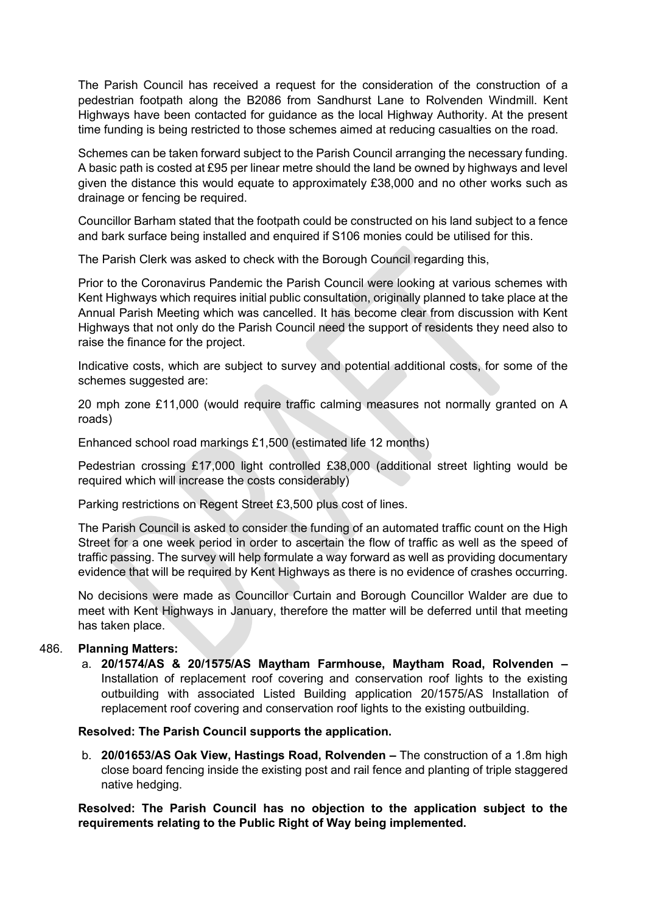The Parish Council has received a request for the consideration of the construction of a pedestrian footpath along the B2086 from Sandhurst Lane to Rolvenden Windmill. Kent Highways have been contacted for guidance as the local Highway Authority. At the present time funding is being restricted to those schemes aimed at reducing casualties on the road.

Schemes can be taken forward subject to the Parish Council arranging the necessary funding. A basic path is costed at £95 per linear metre should the land be owned by highways and level given the distance this would equate to approximately £38,000 and no other works such as drainage or fencing be required.

Councillor Barham stated that the footpath could be constructed on his land subject to a fence and bark surface being installed and enquired if S106 monies could be utilised for this.

The Parish Clerk was asked to check with the Borough Council regarding this,

Prior to the Coronavirus Pandemic the Parish Council were looking at various schemes with Kent Highways which requires initial public consultation, originally planned to take place at the Annual Parish Meeting which was cancelled. It has become clear from discussion with Kent Highways that not only do the Parish Council need the support of residents they need also to raise the finance for the project.

Indicative costs, which are subject to survey and potential additional costs, for some of the schemes suggested are:

20 mph zone £11,000 (would require traffic calming measures not normally granted on A roads)

Enhanced school road markings £1,500 (estimated life 12 months)

Pedestrian crossing £17,000 light controlled £38,000 (additional street lighting would be required which will increase the costs considerably)

Parking restrictions on Regent Street £3,500 plus cost of lines.

The Parish Council is asked to consider the funding of an automated traffic count on the High Street for a one week period in order to ascertain the flow of traffic as well as the speed of traffic passing. The survey will help formulate a way forward as well as providing documentary evidence that will be required by Kent Highways as there is no evidence of crashes occurring.

No decisions were made as Councillor Curtain and Borough Councillor Walder are due to meet with Kent Highways in January, therefore the matter will be deferred until that meeting has taken place.

486. **Planning Matters:**

a. **20/1574/AS & 20/1575/AS Maytham Farmhouse, Maytham Road, Rolvenden –** Installation of replacement roof covering and conservation roof lights to the existing outbuilding with associated Listed Building application 20/1575/AS Installation of replacement roof covering and conservation roof lights to the existing outbuilding.

**Resolved: The Parish Council supports the application.**

b. **20/01653/AS Oak View, Hastings Road, Rolvenden –** The construction of a 1.8m high close board fencing inside the existing post and rail fence and planting of triple staggered native hedging.

**Resolved: The Parish Council has no objection to the application subject to the requirements relating to the Public Right of Way being implemented.**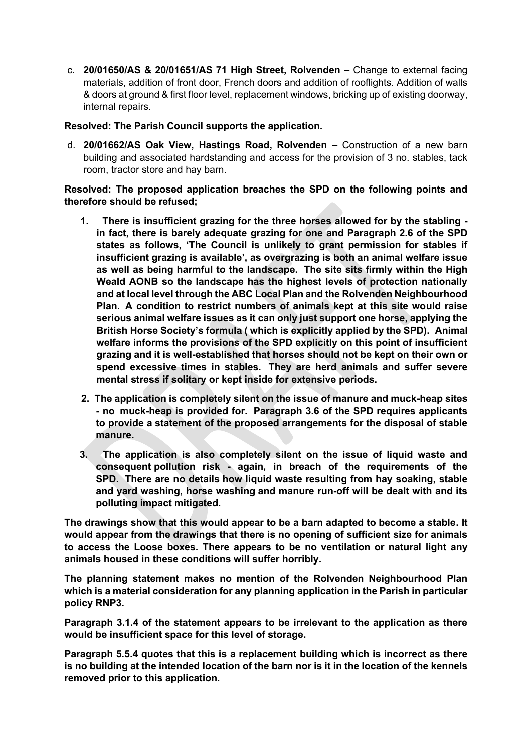c. **20/01650/AS & 20/01651/AS 71 High Street, Rolvenden –** Change to external facing materials, addition of front door, French doors and addition of rooflights. Addition of walls & doors at ground & first floor level, replacement windows, bricking up of existing doorway, internal repairs.

**Resolved: The Parish Council supports the application.**

d. **20/01662/AS Oak View, Hastings Road, Rolvenden –** Construction of a new barn building and associated hardstanding and access for the provision of 3 no. stables, tack room, tractor store and hay barn.

**Resolved: The proposed application breaches the SPD on the following points and therefore should be refused;**

1. **There is insufficient grazing for the three horses allowed for by the stabling - in fact, there is barely adequate grazing for one and Paragraph 2.6 of the SPD states as follows, 'The Council is unlikely to grant permission for stables if insufficient grazing is available', as overgrazing is both an animal welfare issue as well as being harmful to the landscape. The site sits firmly within the High Weald AONB so the landscape has the highest levels of protection nationally and at local level through the ABC Local Plan and the Rolvenden Neighbourhood Plan. A condition to restrict numbers of animals kept at this site would raise serious animal welfare issues as it can only just support one horse, applying the British Horse Society's formula ( which is explicitly applied by the SPD). Animal welfare informs the provisions of the SPD explicitly on this point of insufficient grazing and it is well-established that horses should not be kept on their own or spend excessive times in stables. They are herd animals and suffer severe mental stress if solitary or kept inside for extensive periods.**
2. **The application is completely silent on the issue of manure and muck-heap sites - no muck-heap is provided for. Paragraph 3.6 of the SPD requires applicants to provide a statement of the proposed arrangements for the disposal of stable manure.**
3. **The application is also completely silent on the issue of liquid waste and consequent pollution risk - again, in breach of the requirements of the SPD. There are no details how liquid waste resulting from hay soaking, stable and yard washing, horse washing and manure run-off will be dealt with and its polluting impact mitigated.**

**The drawings show that this would appear to be a barn adapted to become a stable. It would appear from the drawings that there is no opening of sufficient size for animals to access the Loose boxes. There appears to be no ventilation or natural light any animals housed in these conditions will suffer horribly.**

**The planning statement makes no mention of the Rolvenden Neighbourhood Plan which is a material consideration for any planning application in the Parish in particular policy RNP3.**

**Paragraph 3.1.4 of the statement appears to be irrelevant to the application as there would be insufficient space for this level of storage.**

**Paragraph 5.5.4 quotes that this is a replacement building which is incorrect as there is no building at the intended location of the barn nor is it in the location of the kennels removed prior to this application.**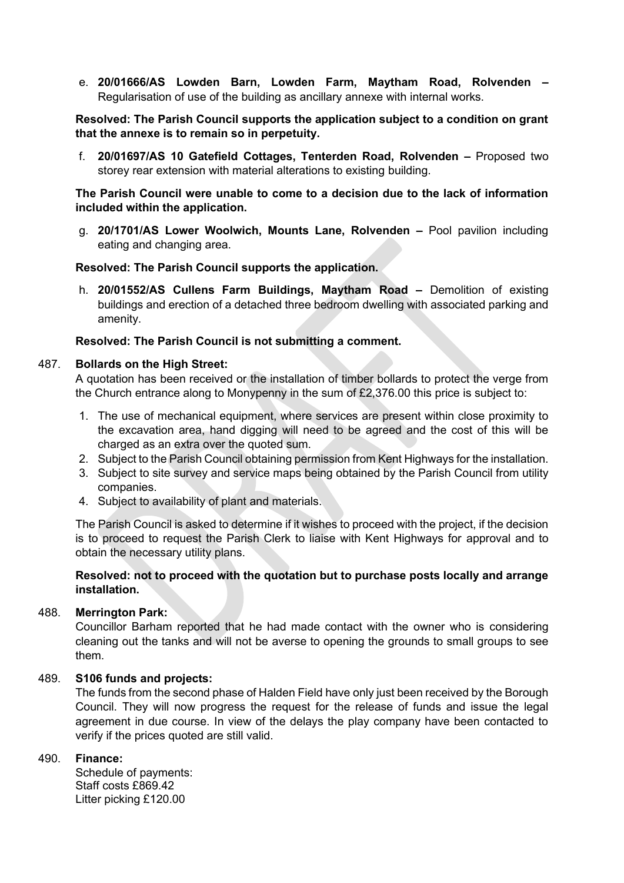e. **20/01666/AS Lowden Barn, Lowden Farm, Maytham Road, Rolvenden –** Regularisation of use of the building as ancillary annexe with internal works.

**Resolved: The Parish Council supports the application subject to a condition on grant that the annexe is to remain so in perpetuity.**

f. **20/01697/AS 10 Gatefield Cottages, Tenterden Road, Rolvenden –** Proposed two storey rear extension with material alterations to existing building.

**The Parish Council were unable to come to a decision due to the lack of information included within the application.**

g. **20/1701/AS Lower Woolwich, Mounts Lane, Rolvenden –** Pool pavilion including eating and changing area.

**Resolved: The Parish Council supports the application.**

h. **20/01552/AS Cullens Farm Buildings, Maytham Road –** Demolition of existing buildings and erection of a detached three bedroom dwelling with associated parking and amenity.

**Resolved: The Parish Council is not submitting a comment.**

487. **Bollards on the High Street:**

A quotation has been received or the installation of timber bollards to protect the verge from the Church entrance along to Monypenny in the sum of £2,376.00 this price is subject to:

1. The use of mechanical equipment, where services are present within close proximity to the excavation area, hand digging will need to be agreed and the cost of this will be charged as an extra over the quoted sum.
2. Subject to the Parish Council obtaining permission from Kent Highways for the installation.
3. Subject to site survey and service maps being obtained by the Parish Council from utility companies.
4. Subject to availability of plant and materials.

The Parish Council is asked to determine if it wishes to proceed with the project, if the decision is to proceed to request the Parish Clerk to liaise with Kent Highways for approval and to obtain the necessary utility plans.

**Resolved: not to proceed with the quotation but to purchase posts locally and arrange installation.**

488. **Merrington Park:**

Councillor Barham reported that he had made contact with the owner who is considering cleaning out the tanks and will not be averse to opening the grounds to small groups to see them.

489. **S106 funds and projects:**

The funds from the second phase of Halden Field have only just been received by the Borough Council. They will now progress the request for the release of funds and issue the legal agreement in due course. In view of the delays the play company have been contacted to verify if the prices quoted are still valid.

490. **Finance:**

Schedule of payments:
Staff costs £869.42
Litter picking £120.00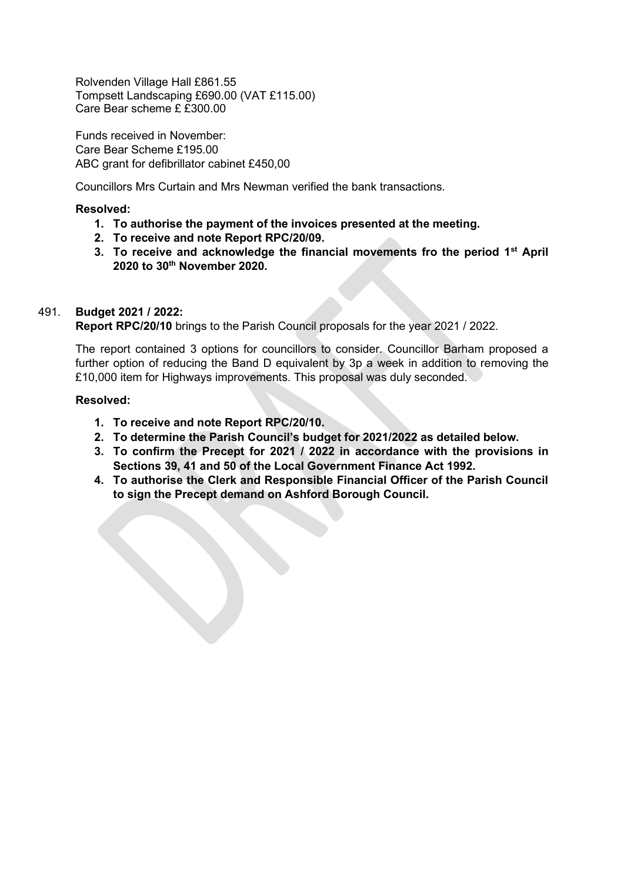Rolvenden Village Hall £861.55
Tompsett Landscaping £690.00 (VAT £115.00)
Care Bear scheme £ £300.00

Funds received in November:
Care Bear Scheme £195.00
ABC grant for defibrillator cabinet £450,00

Councillors Mrs Curtain and Mrs Newman verified the bank transactions.

**Resolved:**

1. **To authorise the payment of the invoices presented at the meeting.**
2. **To receive and note Report RPC/20/09.**
3. **To receive and acknowledge the financial movements fro the period 1st April 2020 to 30th November 2020.**

491. **Budget 2021 / 2022:**
**Report RPC/20/10** brings to the Parish Council proposals for the year 2021 / 2022.

The report contained 3 options for councillors to consider. Councillor Barham proposed a further option of reducing the Band D equivalent by 3p a week in addition to removing the £10,000 item for Highways improvements. This proposal was duly seconded.

**Resolved:**

1. **To receive and note Report RPC/20/10.**
2. **To determine the Parish Council's budget for 2021/2022 as detailed below.**
3. **To confirm the Precept for 2021 / 2022 in accordance with the provisions in Sections 39, 41 and 50 of the Local Government Finance Act 1992.**
4. **To authorise the Clerk and Responsible Financial Officer of the Parish Council to sign the Precept demand on Ashford Borough Council.**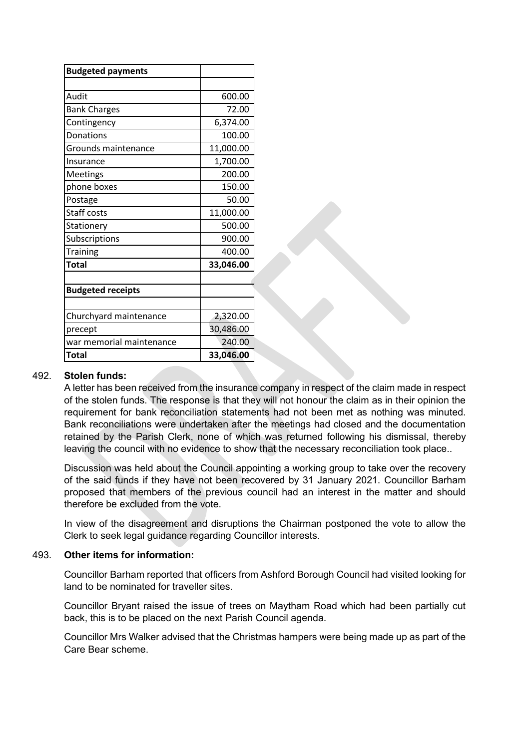| Budgeted payments | |
|---|---|
| | |
| Audit | 600.00 |
| Bank Charges | 72.00 |
| Contingency | 6,374.00 |
| Donations | 100.00 |
| Grounds maintenance | 11,000.00 |
| Insurance | 1,700.00 |
| Meetings | 200.00 |
| phone boxes | 150.00 |
| Postage | 50.00 |
| Staff costs | 11,000.00 |
| Stationery | 500.00 |
| Subscriptions | 900.00 |
| Training | 400.00 |
| **Total** | **33,046.00** |
| | |
| **Budgeted receipts** | |
| | |
| Churchyard maintenance | 2,320.00 |
| precept | 30,486.00 |
| war memorial maintenance | 240.00 |
| **Total** | **33,046.00** |

492. **Stolen funds:**

A letter has been received from the insurance company in respect of the claim made in respect of the stolen funds. The response is that they will not honour the claim as in their opinion the requirement for bank reconciliation statements had not been met as nothing was minuted. Bank reconciliations were undertaken after the meetings had closed and the documentation retained by the Parish Clerk, none of which was returned following his dismissal, thereby leaving the council with no evidence to show that the necessary reconciliation took place..

Discussion was held about the Council appointing a working group to take over the recovery of the said funds if they have not been recovered by 31 January 2021. Councillor Barham proposed that members of the previous council had an interest in the matter and should therefore be excluded from the vote.

In view of the disagreement and disruptions the Chairman postponed the vote to allow the Clerk to seek legal guidance regarding Councillor interests.

493. **Other items for information:**

Councillor Barham reported that officers from Ashford Borough Council had visited looking for land to be nominated for traveller sites.

Councillor Bryant raised the issue of trees on Maytham Road which had been partially cut back, this is to be placed on the next Parish Council agenda.

Councillor Mrs Walker advised that the Christmas hampers were being made up as part of the Care Bear scheme.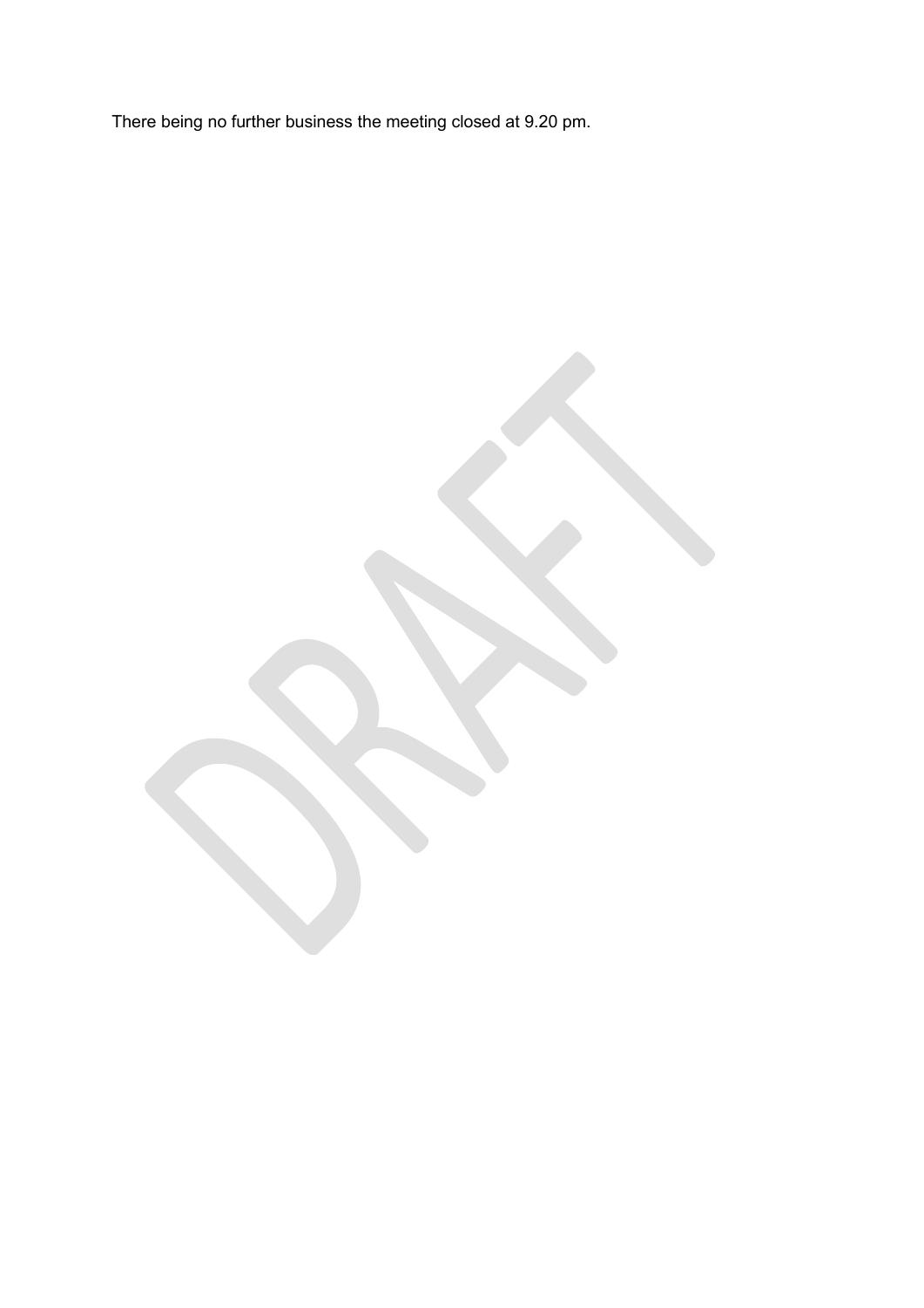There being no further business the meeting closed at 9.20 pm.